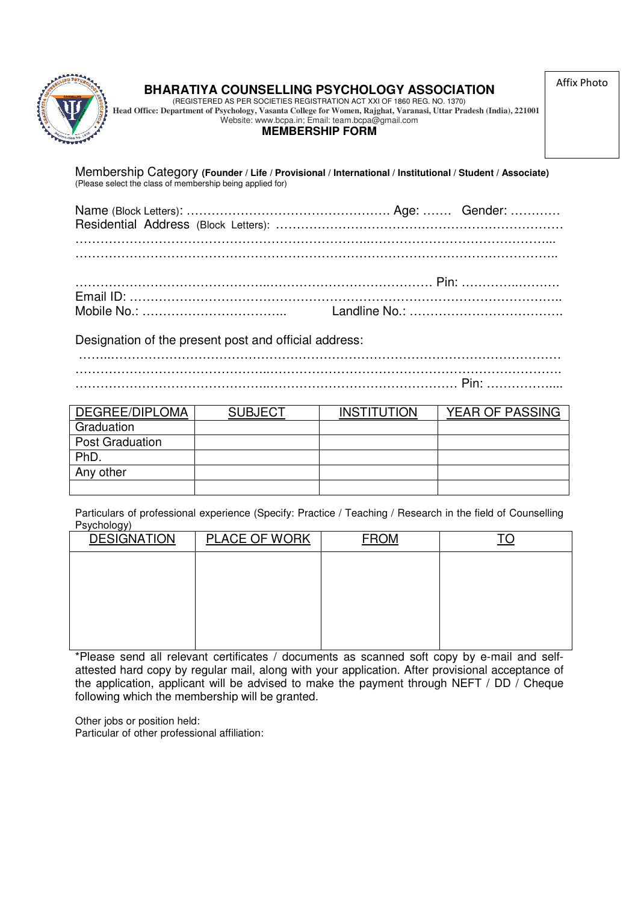Affix Photo

# BHARATIYA COUNSELLING PSYCHOLOGY ASSOCIATION

(REGISTERED AS PER SOCIETIES REGISTRATION ACT XXI OF 1860 REG. NO. 1370)

**Head Office: Department of Psychology, Vasanta College for Women, Rajghat, Varanasi, Uttar Pradesh (India), 221001**

Website: www.bcpa.in; Email: team.bcpa@gmail.com

## MEMBERSHIP FORM

Membership Category **(Founder / Life / Provisional / International / Institutional / Student / Associate)**
(Please select the class of membership being applied for)

Name (Block Letters): …………………………………………. Age: ……. Gender: …………
Residential Address (Block Letters): ……………………………………………………………
…………………………………………………………………………………………………...
…………………………………………………………………………………………………..

………………………………………………………………………………… Pin: ………….……….
Email ID: ………………………………………………………………………………………..
Mobile No.: …………………………….. Landline No.: ……………………………….

Designation of the present post and official address:
……………………………………………………………………………………………………
……………………………………………………………………………………………………
………………………………………………………………………………… Pin: ……………....

| DEGREE/DIPLOMA | SUBJECT | INSTITUTION | YEAR OF PASSING |
|---|---|---|---|
| Graduation | | | |
| Post Graduation | | | |
| PhD. | | | |
| Any other | | | |
| | | | |

Particulars of professional experience (Specify: Practice / Teaching / Research in the field of Counselling Psychology)

| DESIGNATION | PLACE OF WORK | FROM | TO |
|---|---|---|---|
| | | | |

*Please send all relevant certificates / documents as scanned soft copy by e-mail and self-attested hard copy by regular mail, along with your application. After provisional acceptance of the application, applicant will be advised to make the payment through NEFT / DD / Cheque following which the membership will be granted.

Other jobs or position held:
Particular of other professional affiliation: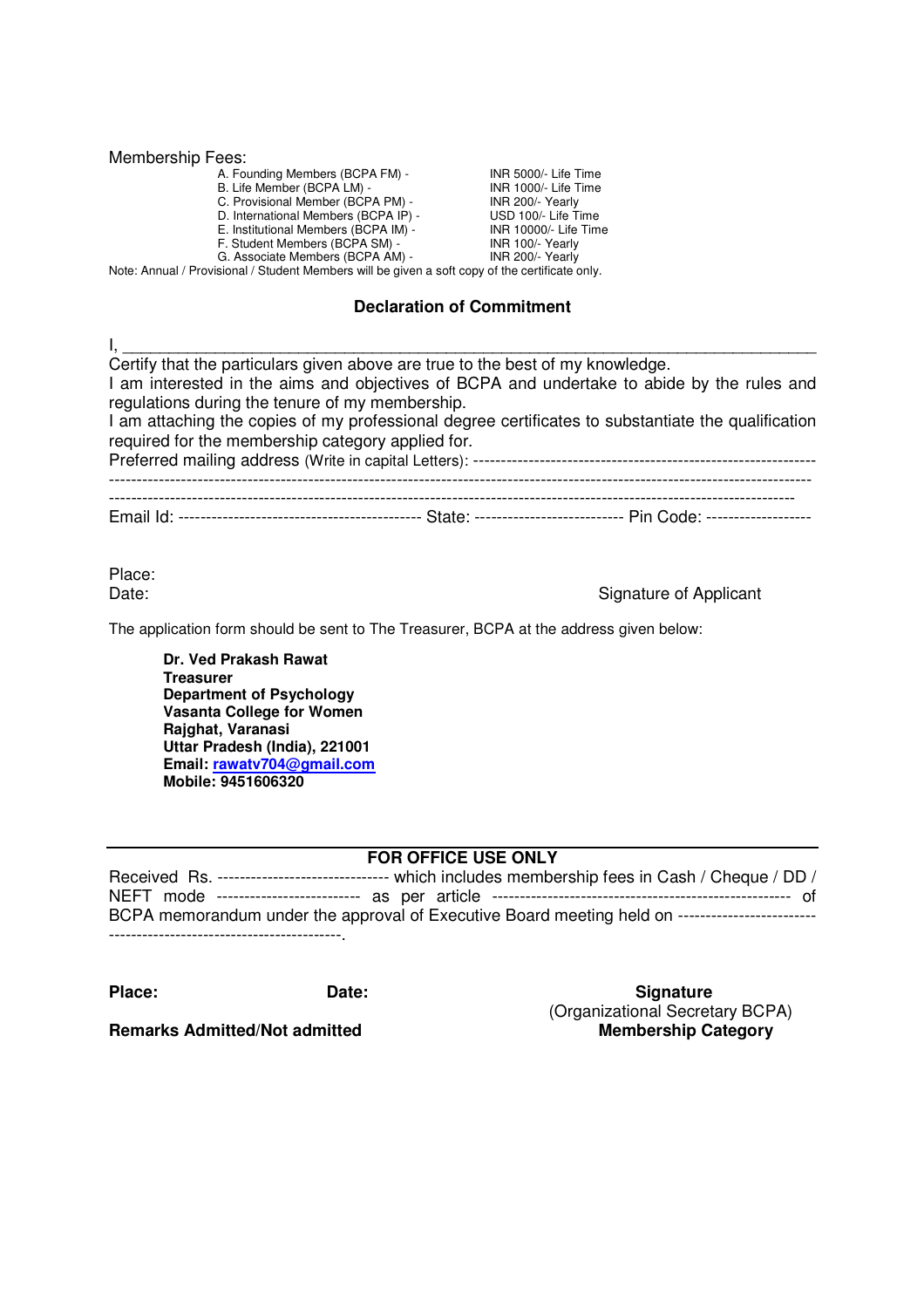Membership Fees:

| | |
|---|---|
| A. Founding Members (BCPA FM) - | INR 5000/- Life Time |
| B. Life Member (BCPA LM) - | INR 1000/- Life Time |
| C. Provisional Member (BCPA PM) - | INR 200/- Yearly |
| D. International Members (BCPA IP) - | USD 100/- Life Time |
| E. Institutional Members (BCPA IM) - | INR 10000/- Life Time |
| F. Student Members (BCPA SM) - | INR 100/- Yearly |
| G. Associate Members (BCPA AM) - | INR 200/- Yearly |

Note: Annual / Provisional / Student Members will be given a soft copy of the certificate only.

## Declaration of Commitment

I, ___________________________________________________________________________

Certify that the particulars given above are true to the best of my knowledge.

I am interested in the aims and objectives of BCPA and undertake to abide by the rules and regulations during the tenure of my membership.

I am attaching the copies of my professional degree certificates to substantiate the qualification required for the membership category applied for.

Preferred mailing address (Write in capital Letters): -------------------------------------------------------------

-----------------------------------------------------------------------------------------------------------------------

---------------------------------------------------------------------------------------------------------------------

Email Id: ------------------------------------------- State: -------------------------- Pin Code: ------------------

Place:

Date: Signature of Applicant

The application form should be sent to The Treasurer, BCPA at the address given below:

**Dr. Ved Prakash Rawat**
**Treasurer**
**Department of Psychology**
**Vasanta College for Women**
**Rajghat, Varanasi**
**Uttar Pradesh (India), 221001**
**Email: rawatv704@gmail.com**
**Mobile: 9451606320**

---

### FOR OFFICE USE ONLY

Received Rs. ------------------------------ which includes membership fees in Cash / Cheque / DD / NEFT mode ------------------------- as per article ----------------------------------------------------- of BCPA memorandum under the approval of Executive Board meeting held on ------------------------ -----------------------------------------.

**Place:** **Date:** **Signature**
(Organizational Secretary BCPA)

**Remarks Admitted/Not admitted** **Membership Category**